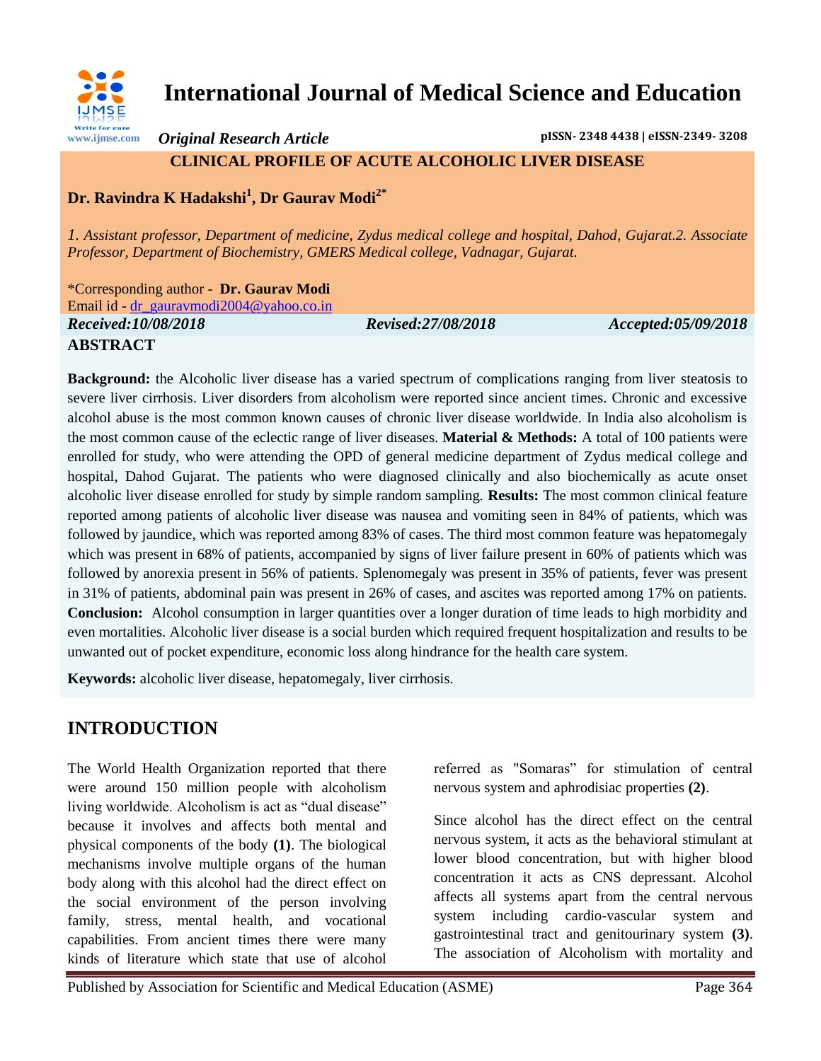# International Journal of Medical Science and Education

*Original Research Article*

**pISSN- 2348 4438 | eISSN-2349- 3208**

## CLINICAL PROFILE OF ACUTE ALCOHOLIC LIVER DISEASE

**Dr. Ravindra K Hadakshi[1], Dr Gaurav Modi[2*]**

*1. Assistant professor, Department of medicine, Zydus medical college and hospital, Dahod, Gujarat.2. Associate Professor, Department of Biochemistry, GMERS Medical college, Vadnagar, Gujarat.*

*Corresponding author - **Dr. Gaurav Modi**
Email id - dr_gauravmodi2004@yahoo.co.in

***Received:10/08/2018*** ***Revised:27/08/2018*** ***Accepted:05/09/2018***

## ABSTRACT

**Background:** the Alcoholic liver disease has a varied spectrum of complications ranging from liver steatosis to severe liver cirrhosis. Liver disorders from alcoholism were reported since ancient times. Chronic and excessive alcohol abuse is the most common known causes of chronic liver disease worldwide. In India also alcoholism is the most common cause of the eclectic range of liver diseases. **Material & Methods:** A total of 100 patients were enrolled for study, who were attending the OPD of general medicine department of Zydus medical college and hospital, Dahod Gujarat. The patients who were diagnosed clinically and also biochemically as acute onset alcoholic liver disease enrolled for study by simple random sampling. **Results:** The most common clinical feature reported among patients of alcoholic liver disease was nausea and vomiting seen in 84% of patients, which was followed by jaundice, which was reported among 83% of cases. The third most common feature was hepatomegaly which was present in 68% of patients, accompanied by signs of liver failure present in 60% of patients which was followed by anorexia present in 56% of patients. Splenomegaly was present in 35% of patients, fever was present in 31% of patients, abdominal pain was present in 26% of cases, and ascites was reported among 17% on patients. **Conclusion:** Alcohol consumption in larger quantities over a longer duration of time leads to high morbidity and even mortalities. Alcoholic liver disease is a social burden which required frequent hospitalization and results to be unwanted out of pocket expenditure, economic loss along hindrance for the health care system.

**Keywords:** alcoholic liver disease, hepatomegaly, liver cirrhosis.

## INTRODUCTION

The World Health Organization reported that there were around 150 million people with alcoholism living worldwide. Alcoholism is act as "dual disease" because it involves and affects both mental and physical components of the body **(1)**. The biological mechanisms involve multiple organs of the human body along with this alcohol had the direct effect on the social environment of the person involving family, stress, mental health, and vocational capabilities. From ancient times there were many kinds of literature which state that use of alcohol referred as "Somaras" for stimulation of central nervous system and aphrodisiac properties **(2)**.

Since alcohol has the direct effect on the central nervous system, it acts as the behavioral stimulant at lower blood concentration, but with higher blood concentration it acts as CNS depressant. Alcohol affects all systems apart from the central nervous system including cardio-vascular system and gastrointestinal tract and genitourinary system **(3)**. The association of Alcoholism with mortality and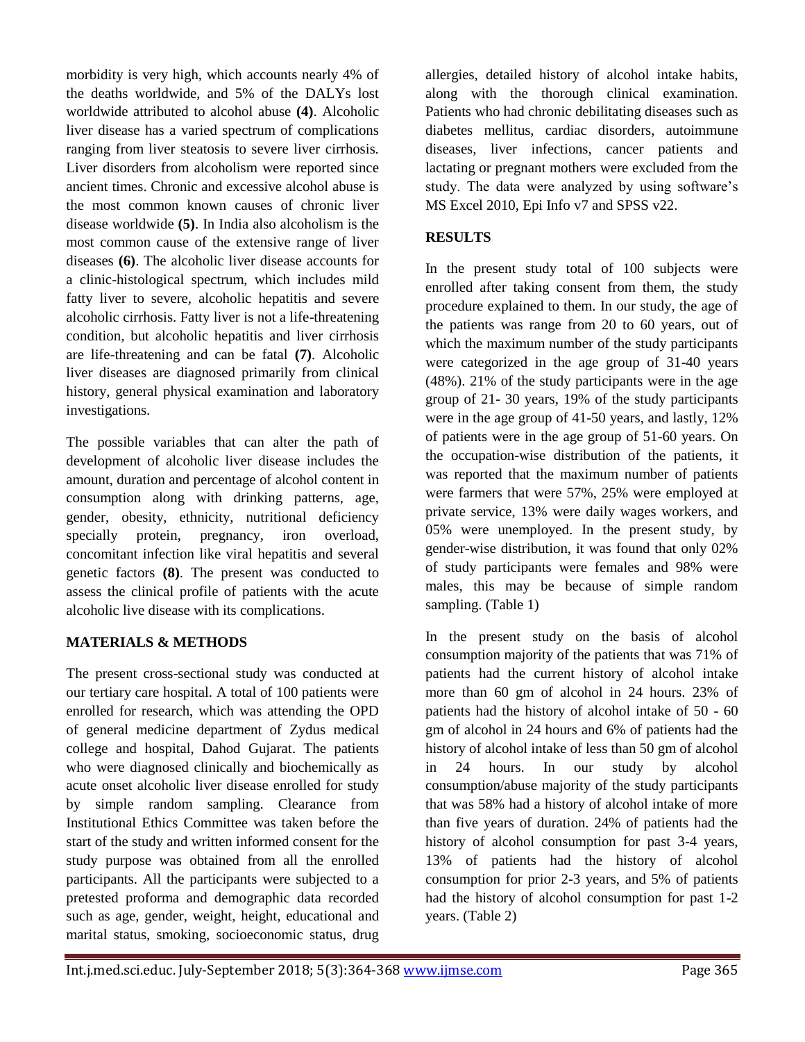morbidity is very high, which accounts nearly 4% of the deaths worldwide, and 5% of the DALYs lost worldwide attributed to alcohol abuse **(4)**. Alcoholic liver disease has a varied spectrum of complications ranging from liver steatosis to severe liver cirrhosis. Liver disorders from alcoholism were reported since ancient times. Chronic and excessive alcohol abuse is the most common known causes of chronic liver disease worldwide **(5)**. In India also alcoholism is the most common cause of the extensive range of liver diseases **(6)**. The alcoholic liver disease accounts for a clinic-histological spectrum, which includes mild fatty liver to severe, alcoholic hepatitis and severe alcoholic cirrhosis. Fatty liver is not a life-threatening condition, but alcoholic hepatitis and liver cirrhosis are life-threatening and can be fatal **(7)**. Alcoholic liver diseases are diagnosed primarily from clinical history, general physical examination and laboratory investigations.

The possible variables that can alter the path of development of alcoholic liver disease includes the amount, duration and percentage of alcohol content in consumption along with drinking patterns, age, gender, obesity, ethnicity, nutritional deficiency specially protein, pregnancy, iron overload, concomitant infection like viral hepatitis and several genetic factors **(8)**. The present was conducted to assess the clinical profile of patients with the acute alcoholic live disease with its complications.

## MATERIALS & METHODS

The present cross-sectional study was conducted at our tertiary care hospital. A total of 100 patients were enrolled for research, which was attending the OPD of general medicine department of Zydus medical college and hospital, Dahod Gujarat. The patients who were diagnosed clinically and biochemically as acute onset alcoholic liver disease enrolled for study by simple random sampling. Clearance from Institutional Ethics Committee was taken before the start of the study and written informed consent for the study purpose was obtained from all the enrolled participants. All the participants were subjected to a pretested proforma and demographic data recorded such as age, gender, weight, height, educational and marital status, smoking, socioeconomic status, drug allergies, detailed history of alcohol intake habits, along with the thorough clinical examination. Patients who had chronic debilitating diseases such as diabetes mellitus, cardiac disorders, autoimmune diseases, liver infections, cancer patients and lactating or pregnant mothers were excluded from the study. The data were analyzed by using software's MS Excel 2010, Epi Info v7 and SPSS v22.

## RESULTS

In the present study total of 100 subjects were enrolled after taking consent from them, the study procedure explained to them. In our study, the age of the patients was range from 20 to 60 years, out of which the maximum number of the study participants were categorized in the age group of 31-40 years (48%). 21% of the study participants were in the age group of 21- 30 years, 19% of the study participants were in the age group of 41-50 years, and lastly, 12% of patients were in the age group of 51-60 years. On the occupation-wise distribution of the patients, it was reported that the maximum number of patients were farmers that were 57%, 25% were employed at private service, 13% were daily wages workers, and 05% were unemployed. In the present study, by gender-wise distribution, it was found that only 02% of study participants were females and 98% were males, this may be because of simple random sampling. (Table 1)

In the present study on the basis of alcohol consumption majority of the patients that was 71% of patients had the current history of alcohol intake more than 60 gm of alcohol in 24 hours. 23% of patients had the history of alcohol intake of 50 - 60 gm of alcohol in 24 hours and 6% of patients had the history of alcohol intake of less than 50 gm of alcohol in 24 hours. In our study by alcohol consumption/abuse majority of the study participants that was 58% had a history of alcohol intake of more than five years of duration. 24% of patients had the history of alcohol consumption for past 3-4 years, 13% of patients had the history of alcohol consumption for prior 2-3 years, and 5% of patients had the history of alcohol consumption for past 1-2 years. (Table 2)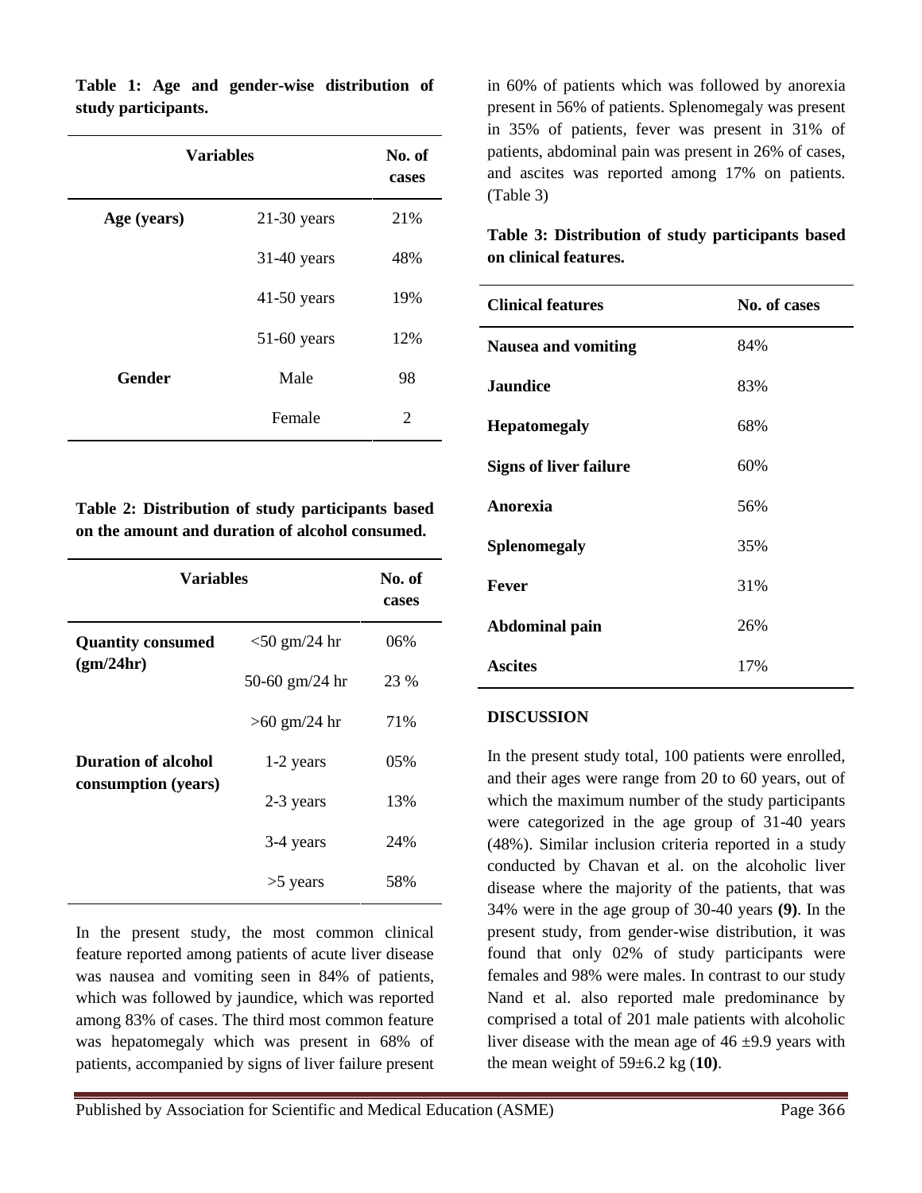**Table 1: Age and gender-wise distribution of study participants.**

| Variables | | No. of cases |
|---|---|---|
| **Age (years)** | 21-30 years | 21% |
| | 31-40 years | 48% |
| | 41-50 years | 19% |
| | 51-60 years | 12% |
| **Gender** | Male | 98 |
| | Female | 2 |

**Table 2: Distribution of study participants based on the amount and duration of alcohol consumed.**

| Variables | | No. of cases |
|---|---|---|
| **Quantity consumed (gm/24hr)** | <50 gm/24 hr | 06% |
| | 50-60 gm/24 hr | 23 % |
| | >60 gm/24 hr | 71% |
| **Duration of alcohol consumption (years)** | 1-2 years | 05% |
| | 2-3 years | 13% |
| | 3-4 years | 24% |
| | >5 years | 58% |

In the present study, the most common clinical feature reported among patients of acute liver disease was nausea and vomiting seen in 84% of patients, which was followed by jaundice, which was reported among 83% of cases. The third most common feature was hepatomegaly which was present in 68% of patients, accompanied by signs of liver failure present in 60% of patients which was followed by anorexia present in 56% of patients. Splenomegaly was present in 35% of patients, fever was present in 31% of patients, abdominal pain was present in 26% of cases, and ascites was reported among 17% on patients. (Table 3)

**Table 3: Distribution of study participants based on clinical features.**

| Clinical features | No. of cases |
|---|---|
| **Nausea and vomiting** | 84% |
| **Jaundice** | 83% |
| **Hepatomegaly** | 68% |
| **Signs of liver failure** | 60% |
| **Anorexia** | 56% |
| **Splenomegaly** | 35% |
| **Fever** | 31% |
| **Abdominal pain** | 26% |
| **Ascites** | 17% |

## DISCUSSION

In the present study total, 100 patients were enrolled, and their ages were range from 20 to 60 years, out of which the maximum number of the study participants were categorized in the age group of 31-40 years (48%). Similar inclusion criteria reported in a study conducted by Chavan et al. on the alcoholic liver disease where the majority of the patients, that was 34% were in the age group of 30-40 years **(9)**. In the present study, from gender-wise distribution, it was found that only 02% of study participants were females and 98% were males. In contrast to our study Nand et al. also reported male predominance by comprised a total of 201 male patients with alcoholic liver disease with the mean age of 46 ±9.9 years with the mean weight of 59±6.2 kg (**10)**.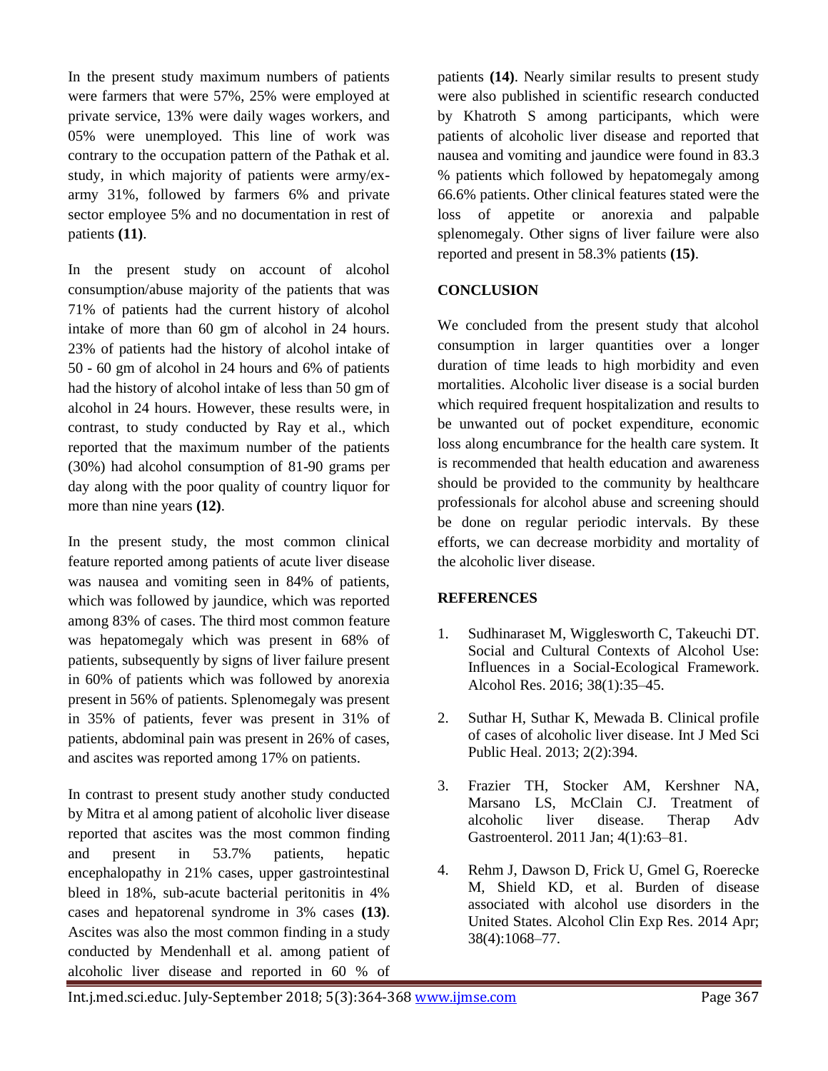In the present study maximum numbers of patients were farmers that were 57%, 25% were employed at private service, 13% were daily wages workers, and 05% were unemployed. This line of work was contrary to the occupation pattern of the Pathak et al. study, in which majority of patients were army/ex-army 31%, followed by farmers 6% and private sector employee 5% and no documentation in rest of patients **(11)**.

In the present study on account of alcohol consumption/abuse majority of the patients that was 71% of patients had the current history of alcohol intake of more than 60 gm of alcohol in 24 hours. 23% of patients had the history of alcohol intake of 50 - 60 gm of alcohol in 24 hours and 6% of patients had the history of alcohol intake of less than 50 gm of alcohol in 24 hours. However, these results were, in contrast, to study conducted by Ray et al., which reported that the maximum number of the patients (30%) had alcohol consumption of 81-90 grams per day along with the poor quality of country liquor for more than nine years **(12)**.

In the present study, the most common clinical feature reported among patients of acute liver disease was nausea and vomiting seen in 84% of patients, which was followed by jaundice, which was reported among 83% of cases. The third most common feature was hepatomegaly which was present in 68% of patients, subsequently by signs of liver failure present in 60% of patients which was followed by anorexia present in 56% of patients. Splenomegaly was present in 35% of patients, fever was present in 31% of patients, abdominal pain was present in 26% of cases, and ascites was reported among 17% on patients.

In contrast to present study another study conducted by Mitra et al among patient of alcoholic liver disease reported that ascites was the most common finding and present in 53.7% patients, hepatic encephalopathy in 21% cases, upper gastrointestinal bleed in 18%, sub-acute bacterial peritonitis in 4% cases and hepatorenal syndrome in 3% cases **(13)**. Ascites was also the most common finding in a study conducted by Mendenhall et al. among patient of alcoholic liver disease and reported in 60 % of patients **(14)**. Nearly similar results to present study were also published in scientific research conducted by Khatroth S among participants, which were patients of alcoholic liver disease and reported that nausea and vomiting and jaundice were found in 83.3 % patients which followed by hepatomegaly among 66.6% patients. Other clinical features stated were the loss of appetite or anorexia and palpable splenomegaly. Other signs of liver failure were also reported and present in 58.3% patients **(15)**.

## CONCLUSION

We concluded from the present study that alcohol consumption in larger quantities over a longer duration of time leads to high morbidity and even mortalities. Alcoholic liver disease is a social burden which required frequent hospitalization and results to be unwanted out of pocket expenditure, economic loss along encumbrance for the health care system. It is recommended that health education and awareness should be provided to the community by healthcare professionals for alcohol abuse and screening should be done on regular periodic intervals. By these efforts, we can decrease morbidity and mortality of the alcoholic liver disease.

## REFERENCES

1. Sudhinaraset M, Wigglesworth C, Takeuchi DT. Social and Cultural Contexts of Alcohol Use: Influences in a Social-Ecological Framework. Alcohol Res. 2016; 38(1):35–45.

2. Suthar H, Suthar K, Mewada B. Clinical profile of cases of alcoholic liver disease. Int J Med Sci Public Heal. 2013; 2(2):394.

3. Frazier TH, Stocker AM, Kershner NA, Marsano LS, McClain CJ. Treatment of alcoholic liver disease. Therap Adv Gastroenterol. 2011 Jan; 4(1):63–81.

4. Rehm J, Dawson D, Frick U, Gmel G, Roerecke M, Shield KD, et al. Burden of disease associated with alcohol use disorders in the United States. Alcohol Clin Exp Res. 2014 Apr; 38(4):1068–77.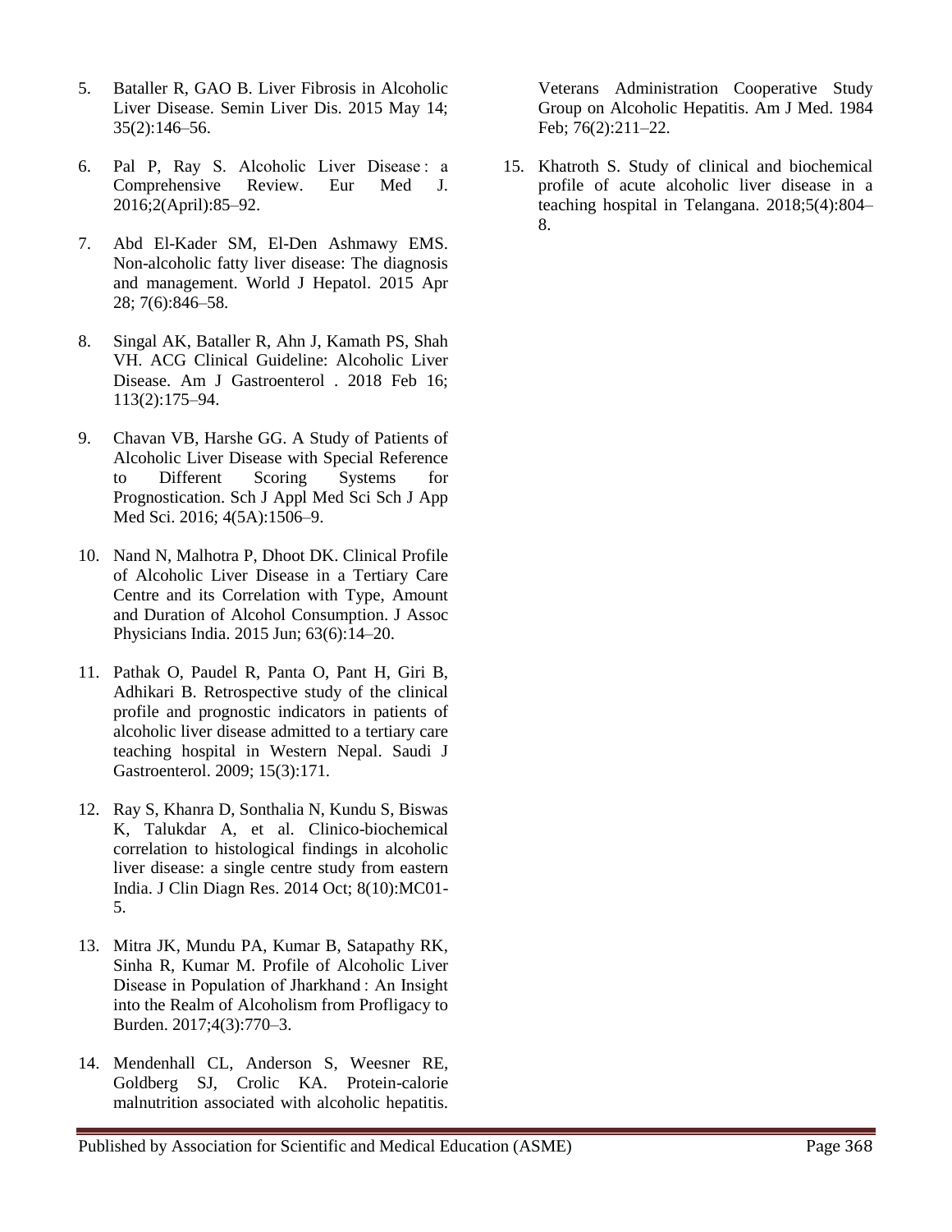5. Bataller R, GAO B. Liver Fibrosis in Alcoholic Liver Disease. Semin Liver Dis. 2015 May 14; 35(2):146–56.

6. Pal P, Ray S. Alcoholic Liver Disease : a Comprehensive Review. Eur Med J. 2016;2(April):85–92.

7. Abd El-Kader SM, El-Den Ashmawy EMS. Non-alcoholic fatty liver disease: The diagnosis and management. World J Hepatol. 2015 Apr 28; 7(6):846–58.

8. Singal AK, Bataller R, Ahn J, Kamath PS, Shah VH. ACG Clinical Guideline: Alcoholic Liver Disease. Am J Gastroenterol . 2018 Feb 16; 113(2):175–94.

9. Chavan VB, Harshe GG. A Study of Patients of Alcoholic Liver Disease with Special Reference to Different Scoring Systems for Prognostication. Sch J Appl Med Sci Sch J App Med Sci. 2016; 4(5A):1506–9.

10. Nand N, Malhotra P, Dhoot DK. Clinical Profile of Alcoholic Liver Disease in a Tertiary Care Centre and its Correlation with Type, Amount and Duration of Alcohol Consumption. J Assoc Physicians India. 2015 Jun; 63(6):14–20.

11. Pathak O, Paudel R, Panta O, Pant H, Giri B, Adhikari B. Retrospective study of the clinical profile and prognostic indicators in patients of alcoholic liver disease admitted to a tertiary care teaching hospital in Western Nepal. Saudi J Gastroenterol. 2009; 15(3):171.

12. Ray S, Khanra D, Sonthalia N, Kundu S, Biswas K, Talukdar A, et al. Clinico-biochemical correlation to histological findings in alcoholic liver disease: a single centre study from eastern India. J Clin Diagn Res. 2014 Oct; 8(10):MC01-5.

13. Mitra JK, Mundu PA, Kumar B, Satapathy RK, Sinha R, Kumar M. Profile of Alcoholic Liver Disease in Population of Jharkhand : An Insight into the Realm of Alcoholism from Profligacy to Burden. 2017;4(3):770–3.

14. Mendenhall CL, Anderson S, Weesner RE, Goldberg SJ, Crolic KA. Protein-calorie malnutrition associated with alcoholic hepatitis. Veterans Administration Cooperative Study Group on Alcoholic Hepatitis. Am J Med. 1984 Feb; 76(2):211–22.

15. Khatroth S. Study of clinical and biochemical profile of acute alcoholic liver disease in a teaching hospital in Telangana. 2018;5(4):804–8.